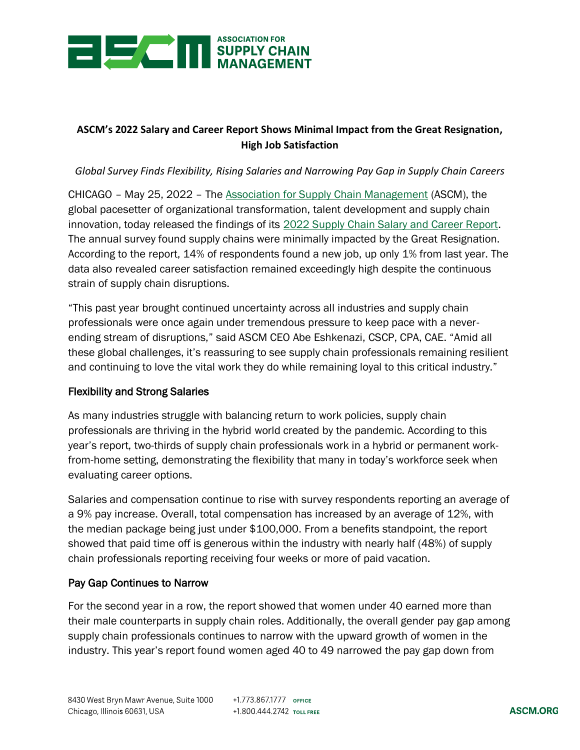**ASCM's 2022 Salary and Career Report Shows Minimal Impact from the Great Resignation, High Job Satisfaction**

*Global Survey Finds Flexibility, Rising Salaries and Narrowing Pay Gap in Supply Chain Careers*

CHICAGO – May 25, 2022 – The [Association for Supply Chain Management](#) (ASCM), the global pacesetter of organizational transformation, talent development and supply chain innovation, today released the findings of its [2022 Supply Chain Salary and Career Report](#). The annual survey found supply chains were minimally impacted by the Great Resignation. According to the report, 14% of respondents found a new job, up only 1% from last year. The data also revealed career satisfaction remained exceedingly high despite the continuous strain of supply chain disruptions.

"This past year brought continued uncertainty across all industries and supply chain professionals were once again under tremendous pressure to keep pace with a never-ending stream of disruptions," said ASCM CEO Abe Eshkenazi, CSCP, CPA, CAE. "Amid all these global challenges, it's reassuring to see supply chain professionals remaining resilient and continuing to love the vital work they do while remaining loyal to this critical industry."

## Flexibility and Strong Salaries

As many industries struggle with balancing return to work policies, supply chain professionals are thriving in the hybrid world created by the pandemic. According to this year's report, two-thirds of supply chain professionals work in a hybrid or permanent work-from-home setting, demonstrating the flexibility that many in today's workforce seek when evaluating career options.

Salaries and compensation continue to rise with survey respondents reporting an average of a 9% pay increase. Overall, total compensation has increased by an average of 12%, with the median package being just under $100,000. From a benefits standpoint, the report showed that paid time off is generous within the industry with nearly half (48%) of supply chain professionals reporting receiving four weeks or more of paid vacation.

## Pay Gap Continues to Narrow

For the second year in a row, the report showed that women under 40 earned more than their male counterparts in supply chain roles. Additionally, the overall gender pay gap among supply chain professionals continues to narrow with the upward growth of women in the industry. This year's report found women aged 40 to 49 narrowed the pay gap down from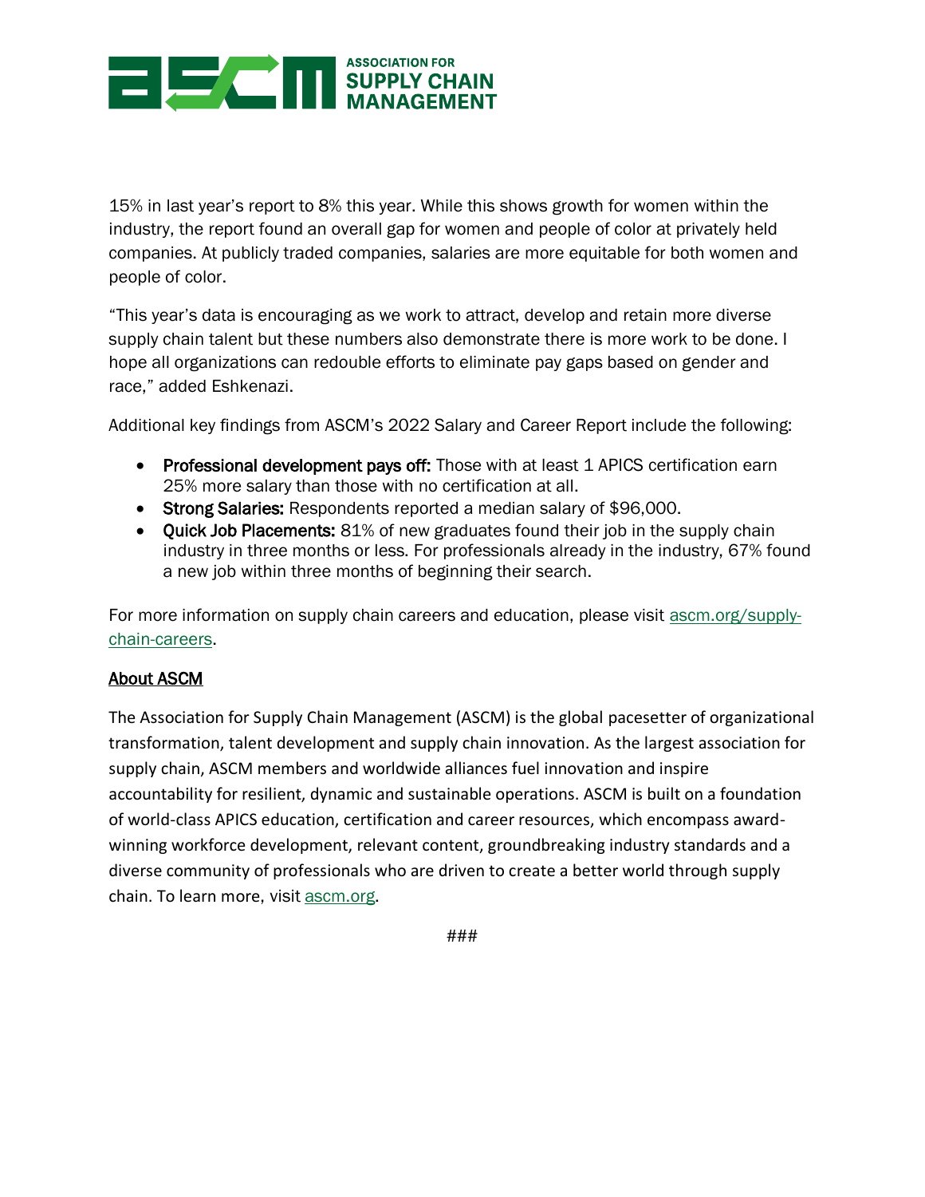15% in last year's report to 8% this year. While this shows growth for women within the industry, the report found an overall gap for women and people of color at privately held companies. At publicly traded companies, salaries are more equitable for both women and people of color.

"This year's data is encouraging as we work to attract, develop and retain more diverse supply chain talent but these numbers also demonstrate there is more work to be done. I hope all organizations can redouble efforts to eliminate pay gaps based on gender and race," added Eshkenazi.

Additional key findings from ASCM's 2022 Salary and Career Report include the following:

- **Professional development pays off:** Those with at least 1 APICS certification earn 25% more salary than those with no certification at all.
- **Strong Salaries:** Respondents reported a median salary of $96,000.
- **Quick Job Placements:** 81% of new graduates found their job in the supply chain industry in three months or less. For professionals already in the industry, 67% found a new job within three months of beginning their search.

For more information on supply chain careers and education, please visit [ascm.org/supply-chain-careers](ascm.org/supply-chain-careers).

## About ASCM

The Association for Supply Chain Management (ASCM) is the global pacesetter of organizational transformation, talent development and supply chain innovation. As the largest association for supply chain, ASCM members and worldwide alliances fuel innovation and inspire accountability for resilient, dynamic and sustainable operations. ASCM is built on a foundation of world-class APICS education, certification and career resources, which encompass award-winning workforce development, relevant content, groundbreaking industry standards and a diverse community of professionals who are driven to create a better world through supply chain. To learn more, visit [ascm.org](ascm.org).

###